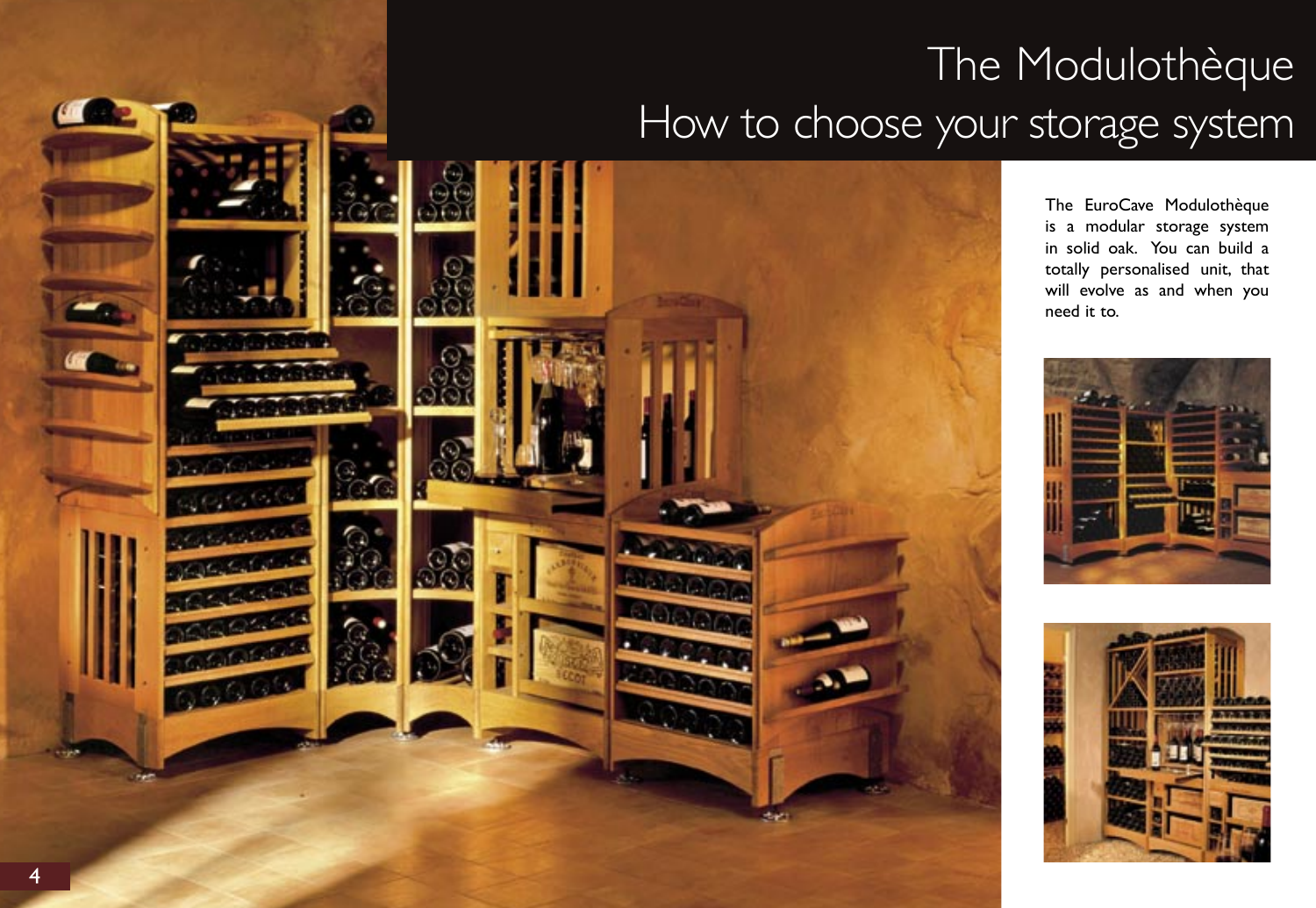# The Modulothèque
## How to choose your storage system

The EuroCave Modulothèque is a modular storage system in solid oak. You can build a totally personalised unit, that will evolve as and when you need it to.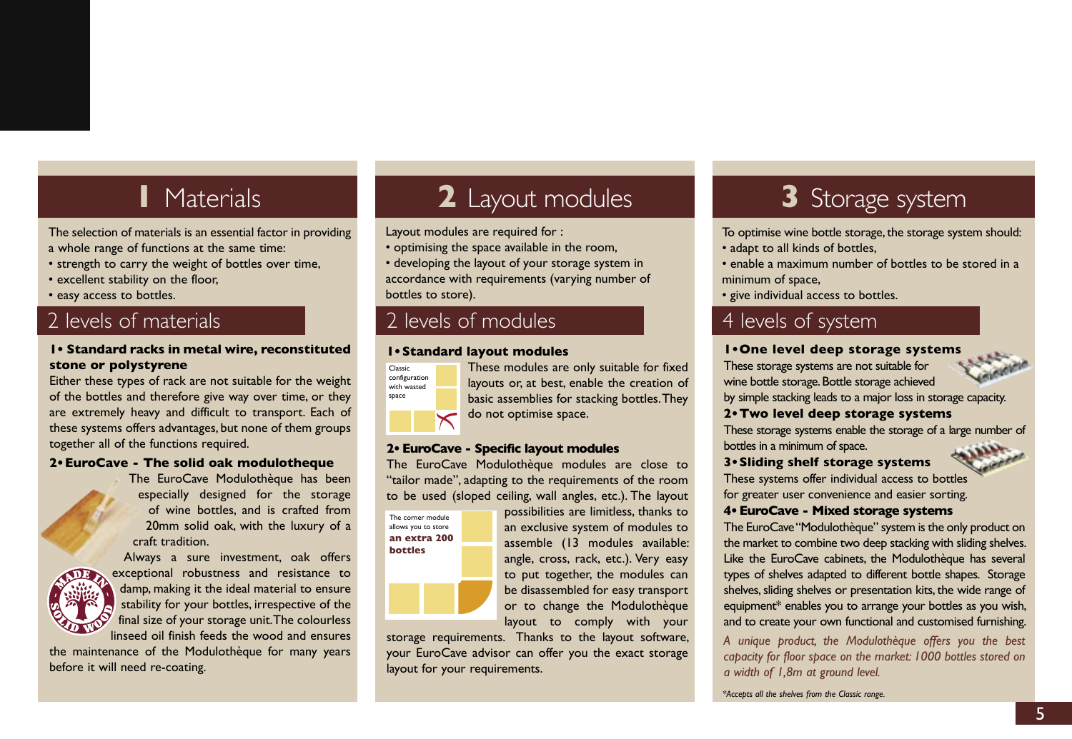# 1 Materials

The selection of materials is an essential factor in providing a whole range of functions at the same time:

- strength to carry the weight of bottles over time,
- excellent stability on the floor,
- easy access to bottles.

## 2 levels of materials

**1• Standard racks in metal wire, reconstituted stone or polystyrene**

Either these types of rack are not suitable for the weight of the bottles and therefore give way over time, or they are extremely heavy and difficult to transport. Each of these systems offers advantages, but none of them groups together all of the functions required.

**2• EuroCave - The solid oak modulotheque**

The EuroCave Modulothèque has been especially designed for the storage of wine bottles, and is crafted from 20mm solid oak, with the luxury of a craft tradition.

Always a sure investment, oak offers exceptional robustness and resistance to damp, making it the ideal material to ensure stability for your bottles, irrespective of the final size of your storage unit. The colourless linseed oil finish feeds the wood and ensures the maintenance of the Modulothèque for many years before it will need re-coating.

MADE IN SOLID WOOD

# 2 Layout modules

Layout modules are required for :

- optimising the space available in the room,
- developing the layout of your storage system in accordance with requirements (varying number of bottles to store).

## 2 levels of modules

**1• Standard layout modules**

Classic configuration with wasted space

These modules are only suitable for fixed layouts or, at best, enable the creation of basic assemblies for stacking bottles. They do not optimise space.

**2• EuroCave - Specific layout modules**

The EuroCave Modulothèque modules are close to "tailor made", adapting to the requirements of the room to be used (sloped ceiling, wall angles, etc.). The layout possibilities are limitless, thanks to an exclusive system of modules to assemble (13 modules available: angle, cross, rack, etc.). Very easy to put together, the modules can be disassembled for easy transport or to change the Modulothèque layout to comply with your storage requirements. Thanks to the layout software, your EuroCave advisor can offer you the exact storage layout for your requirements.

The corner module allows you to store **an extra 200 bottles**

# 3 Storage system

To optimise wine bottle storage, the storage system should:

- adapt to all kinds of bottles,
- enable a maximum number of bottles to be stored in a minimum of space,
- give individual access to bottles.

## 4 levels of system

**1• One level deep storage systems**

These storage systems are not suitable for wine bottle storage. Bottle storage achieved by simple stacking leads to a major loss in storage capacity.

**2• Two level deep storage systems**

These storage systems enable the storage of a large number of bottles in a minimum of space.

**3• Sliding shelf storage systems**

These systems offer individual access to bottles for greater user convenience and easier sorting.

**4• EuroCave - Mixed storage systems**

The EuroCave "Modulothèque" system is the only product on the market to combine two deep stacking with sliding shelves. Like the EuroCave cabinets, the Modulothèque has several types of shelves adapted to different bottle shapes. Storage shelves, sliding shelves or presentation kits, the wide range of equipment* enables you to arrange your bottles as you wish, and to create your own functional and customised furnishing.

*A unique product, the Modulothèque offers you the best capacity for floor space on the market: 1000 bottles stored on a width of 1,8m at ground level.*

*\*Accepts all the shelves from the Classic range.*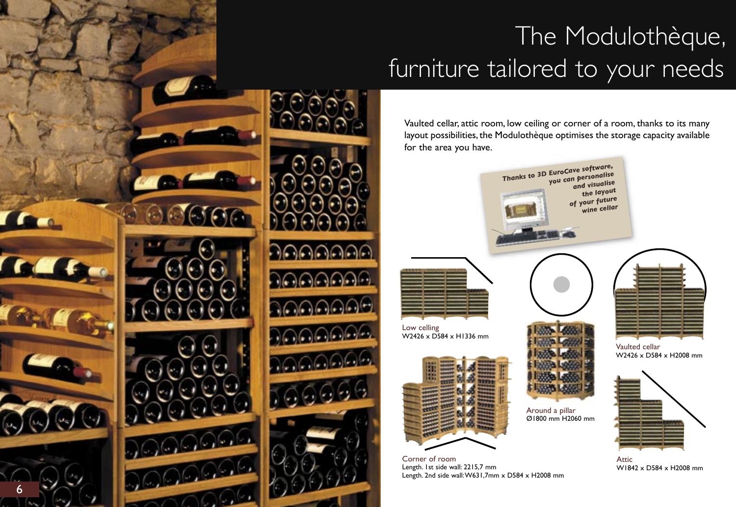# The Modulothèque, furniture tailored to your needs

Vaulted cellar, attic room, low ceiling or corner of a room, thanks to its many layout possibilities, the Modulothèque optimises the storage capacity available for the area you have.

Thanks to 3D EuroCave software, you can personalise and visualise the layout of your future wine cellar

Low celling
W2426 x D584 x H1336 mm

Around a pillar
Ø1800 mm H2060 mm

Vaulted cellar
W2426 x D584 x H2008 mm

Corner of room
Length. 1st side wall: 2215,7 mm
Length. 2nd side wall: W631,7mm x D584 x H2008 mm

Attic
W1842 x D584 x H2008 mm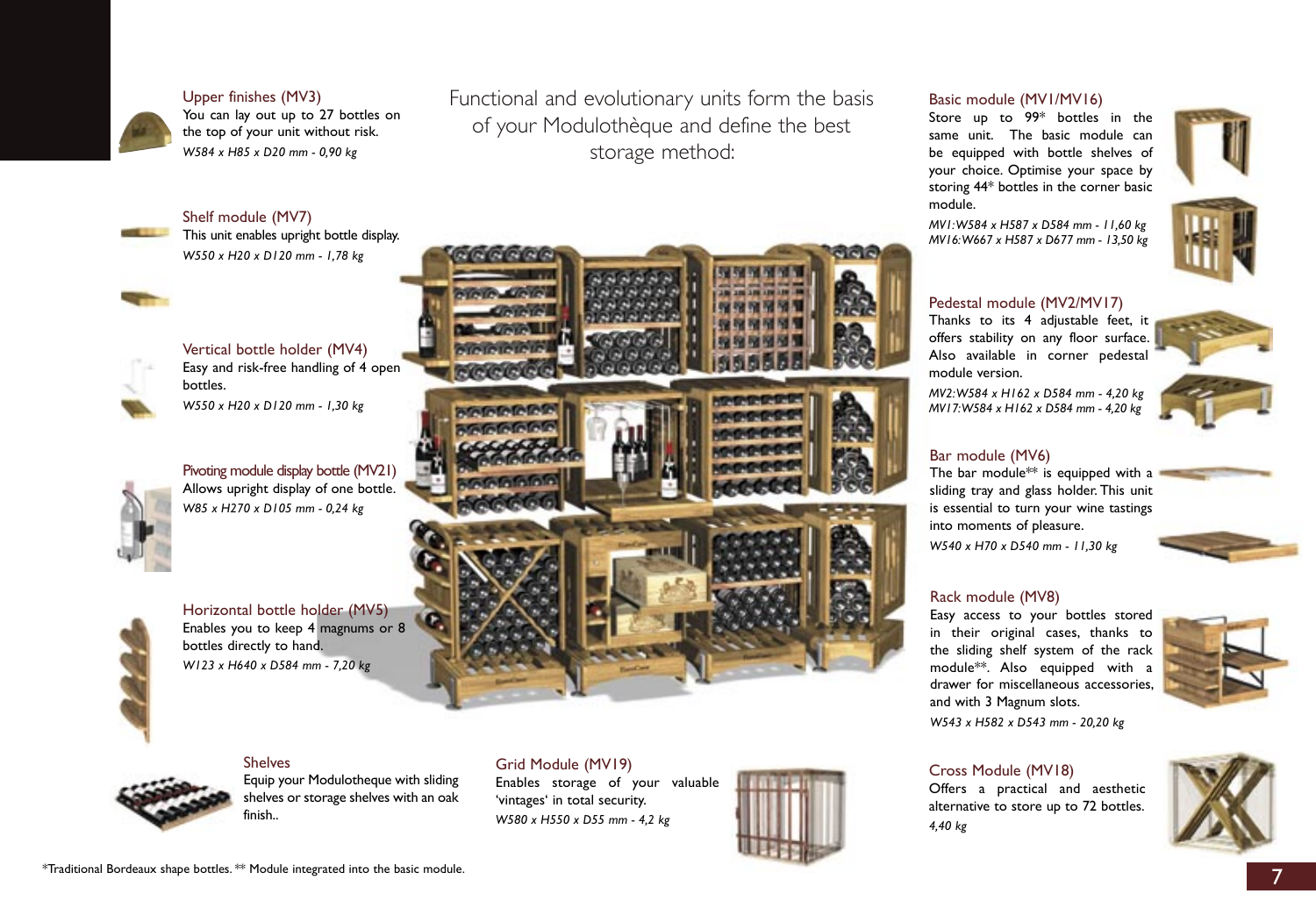Functional and evolutionary units form the basis of your Modulothèque and define the best storage method:

## Upper finishes (MV3)

You can lay out up to 27 bottles on the top of your unit without risk.

*W584 x H85 x D20 mm - 0,90 kg*

## Shelf module (MV7)

This unit enables upright bottle display.

*W550 x H20 x D120 mm - 1,78 kg*

## Vertical bottle holder (MV4)

Easy and risk-free handling of 4 open bottles.

*W550 x H20 x D120 mm - 1,30 kg*

## Pivoting module display bottle (MV21)

Allows upright display of one bottle.

*W85 x H270 x D105 mm - 0,24 kg*

## Horizontal bottle holder (MV5)

Enables you to keep 4 magnums or 8 bottles directly to hand.

*W123 x H640 x D584 mm - 7,20 kg*

## Shelves

Equip your Modulotheque with sliding shelves or storage shelves with an oak finish..

## Grid Module (MV19)

Enables storage of your valuable 'vintages' in total security.

*W580 x H550 x D55 mm - 4,2 kg*

## Basic module (MV1/MV16)

Store up to 99* bottles in the same unit. The basic module can be equipped with bottle shelves of your choice. Optimise your space by storing 44* bottles in the corner basic module.

*MV1:W584 x H587 x D584 mm - 11,60 kg*
*MV16:W667 x H587 x D677 mm - 13,50 kg*

## Pedestal module (MV2/MV17)

Thanks to its 4 adjustable feet, it offers stability on any floor surface. Also available in corner pedestal module version.

*MV2:W584 x H162 x D584 mm - 4,20 kg*
*MV17:W584 x H162 x D584 mm - 4,20 kg*

## Bar module (MV6)

The bar module** is equipped with a sliding tray and glass holder. This unit is essential to turn your wine tastings into moments of pleasure.

*W540 x H70 x D540 mm - 11,30 kg*

## Rack module (MV8)

Easy access to your bottles stored in their original cases, thanks to the sliding shelf system of the rack module**. Also equipped with a drawer for miscellaneous accessories, and with 3 Magnum slots.

*W543 x H582 x D543 mm - 20,20 kg*

## Cross Module (MV18)

Offers a practical and aesthetic alternative to store up to 72 bottles.

*4,40 kg*

*Traditional Bordeaux shape bottles. ** Module integrated into the basic module.